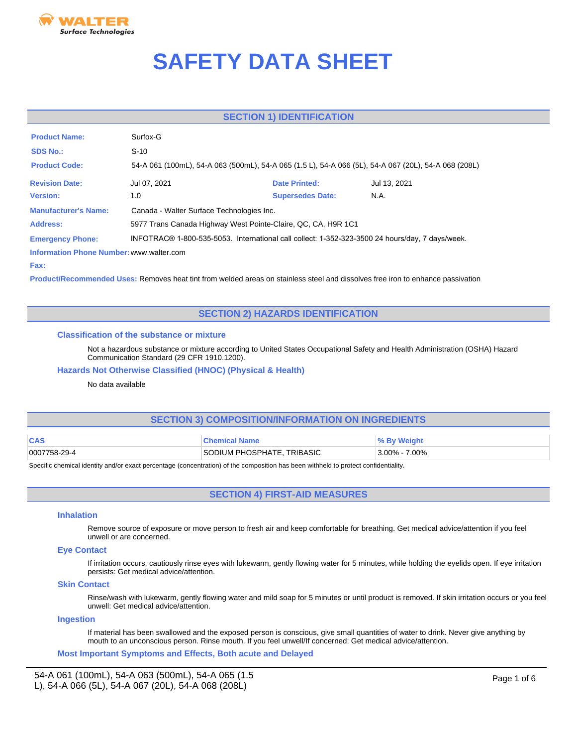WALTER
Surface Technologies

# SAFETY DATA SHEET

## SECTION 1) IDENTIFICATION

**Product Name:** Surfox-G

**SDS No.:** S-10

**Product Code:** 54-A 061 (100mL), 54-A 063 (500mL), 54-A 065 (1.5 L), 54-A 066 (5L), 54-A 067 (20L), 54-A 068 (208L)

**Revision Date:** Jul 07, 2021 **Date Printed:** Jul 13, 2021

**Version:** 1.0 **Supersedes Date:** N.A.

**Manufacturer's Name:** Canada - Walter Surface Technologies Inc.

**Address:** 5977 Trans Canada Highway West Pointe-Claire, QC, CA, H9R 1C1

**Emergency Phone:** INFOTRAC® 1-800-535-5053. International call collect: 1-352-323-3500 24 hours/day, 7 days/week.

**Information Phone Number:** www.walter.com

**Fax:**

**Product/Recommended Uses:** Removes heat tint from welded areas on stainless steel and dissolves free iron to enhance passivation

## SECTION 2) HAZARDS IDENTIFICATION

### Classification of the substance or mixture

Not a hazardous substance or mixture according to United States Occupational Safety and Health Administration (OSHA) Hazard Communication Standard (29 CFR 1910.1200).

### Hazards Not Otherwise Classified (HNOC) (Physical & Health)

No data available

## SECTION 3) COMPOSITION/INFORMATION ON INGREDIENTS

| CAS | Chemical Name | % By Weight |
|---|---|---|
| 0007758-29-4 | SODIUM PHOSPHATE, TRIBASIC | 3.00% - 7.00% |

Specific chemical identity and/or exact percentage (concentration) of the composition has been withheld to protect confidentiality.

## SECTION 4) FIRST-AID MEASURES

### Inhalation

Remove source of exposure or move person to fresh air and keep comfortable for breathing. Get medical advice/attention if you feel unwell or are concerned.

### Eye Contact

If irritation occurs, cautiously rinse eyes with lukewarm, gently flowing water for 5 minutes, while holding the eyelids open. If eye irritation persists: Get medical advice/attention.

### Skin Contact

Rinse/wash with lukewarm, gently flowing water and mild soap for 5 minutes or until product is removed. If skin irritation occurs or you feel unwell: Get medical advice/attention.

### Ingestion

If material has been swallowed and the exposed person is conscious, give small quantities of water to drink. Never give anything by mouth to an unconscious person. Rinse mouth. If you feel unwell/If concerned: Get medical advice/attention.

### Most Important Symptoms and Effects, Both acute and Delayed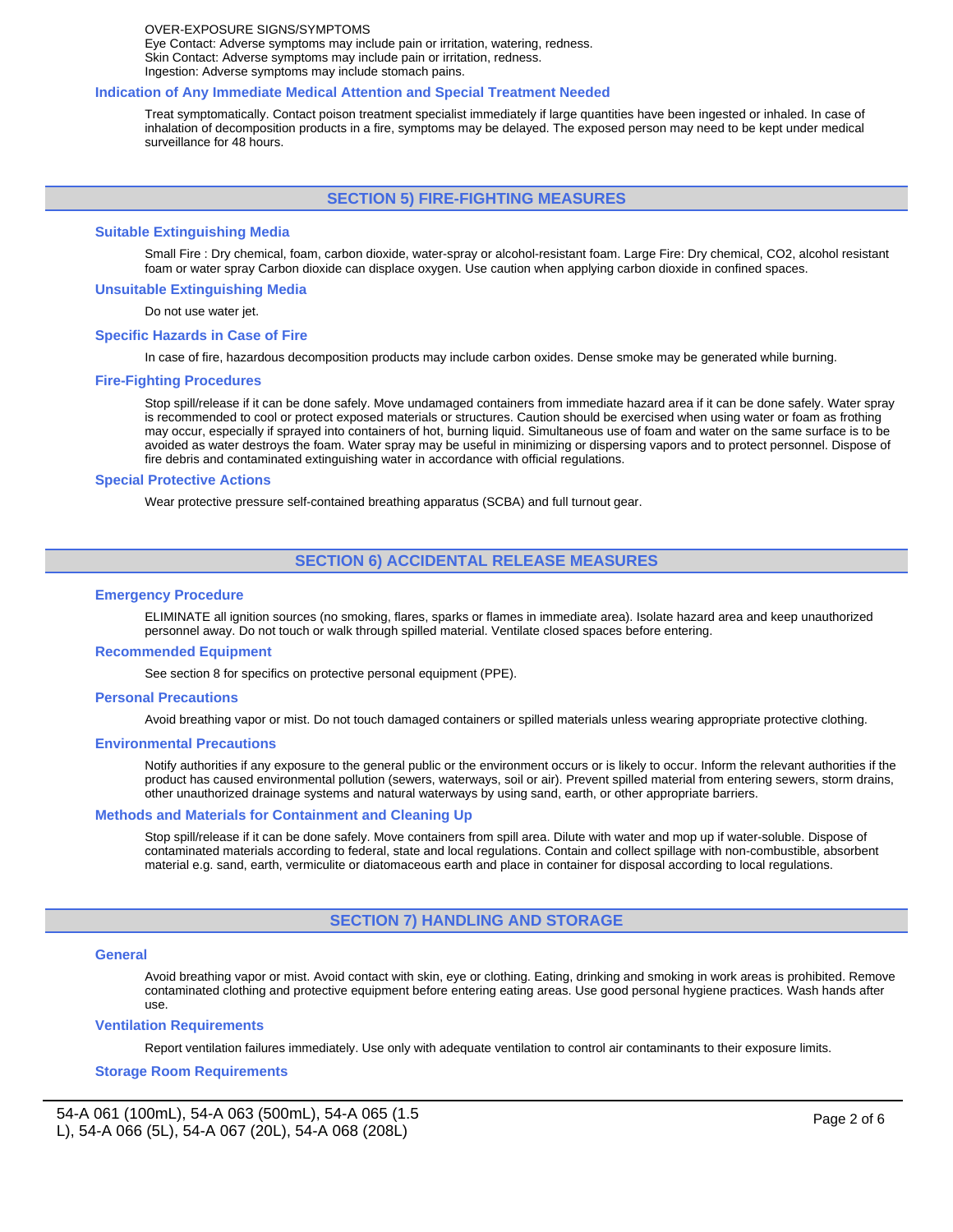OVER-EXPOSURE SIGNS/SYMPTOMS
Eye Contact: Adverse symptoms may include pain or irritation, watering, redness.
Skin Contact: Adverse symptoms may include pain or irritation, redness.
Ingestion: Adverse symptoms may include stomach pains.

### Indication of Any Immediate Medical Attention and Special Treatment Needed

Treat symptomatically. Contact poison treatment specialist immediately if large quantities have been ingested or inhaled. In case of inhalation of decomposition products in a fire, symptoms may be delayed. The exposed person may need to be kept under medical surveillance for 48 hours.

## SECTION 5) FIRE-FIGHTING MEASURES

### Suitable Extinguishing Media

Small Fire : Dry chemical, foam, carbon dioxide, water-spray or alcohol-resistant foam. Large Fire: Dry chemical, $CO_2$, alcohol resistant foam or water spray Carbon dioxide can displace oxygen. Use caution when applying carbon dioxide in confined spaces.

### Unsuitable Extinguishing Media

Do not use water jet.

### Specific Hazards in Case of Fire

In case of fire, hazardous decomposition products may include carbon oxides. Dense smoke may be generated while burning.

### Fire-Fighting Procedures

Stop spill/release if it can be done safely. Move undamaged containers from immediate hazard area if it can be done safely. Water spray is recommended to cool or protect exposed materials or structures. Caution should be exercised when using water or foam as frothing may occur, especially if sprayed into containers of hot, burning liquid. Simultaneous use of foam and water on the same surface is to be avoided as water destroys the foam. Water spray may be useful in minimizing or dispersing vapors and to protect personnel. Dispose of fire debris and contaminated extinguishing water in accordance with official regulations.

### Special Protective Actions

Wear protective pressure self-contained breathing apparatus (SCBA) and full turnout gear.

## SECTION 6) ACCIDENTAL RELEASE MEASURES

### Emergency Procedure

ELIMINATE all ignition sources (no smoking, flares, sparks or flames in immediate area). Isolate hazard area and keep unauthorized personnel away. Do not touch or walk through spilled material. Ventilate closed spaces before entering.

### Recommended Equipment

See section 8 for specifics on protective personal equipment (PPE).

### Personal Precautions

Avoid breathing vapor or mist. Do not touch damaged containers or spilled materials unless wearing appropriate protective clothing.

### Environmental Precautions

Notify authorities if any exposure to the general public or the environment occurs or is likely to occur. Inform the relevant authorities if the product has caused environmental pollution (sewers, waterways, soil or air). Prevent spilled material from entering sewers, storm drains, other unauthorized drainage systems and natural waterways by using sand, earth, or other appropriate barriers.

### Methods and Materials for Containment and Cleaning Up

Stop spill/release if it can be done safely. Move containers from spill area. Dilute with water and mop up if water-soluble. Dispose of contaminated materials according to federal, state and local regulations. Contain and collect spillage with non-combustible, absorbent material e.g. sand, earth, vermiculite or diatomaceous earth and place in container for disposal according to local regulations.

## SECTION 7) HANDLING AND STORAGE

### General

Avoid breathing vapor or mist. Avoid contact with skin, eye or clothing. Eating, drinking and smoking in work areas is prohibited. Remove contaminated clothing and protective equipment before entering eating areas. Use good personal hygiene practices. Wash hands after use.

### Ventilation Requirements

Report ventilation failures immediately. Use only with adequate ventilation to control air contaminants to their exposure limits.

### Storage Room Requirements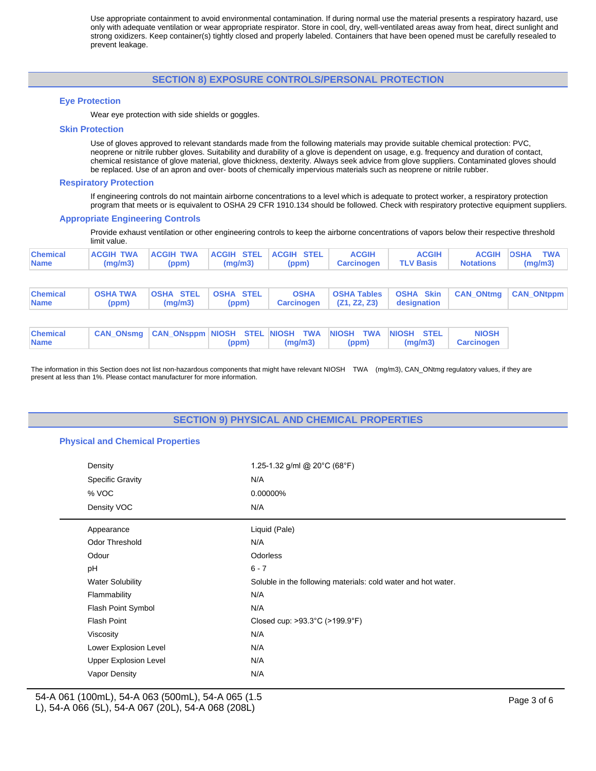Use appropriate containment to avoid environmental contamination. If during normal use the material presents a respiratory hazard, use only with adequate ventilation or wear appropriate respirator. Store in cool, dry, well-ventilated areas away from heat, direct sunlight and strong oxidizers. Keep container(s) tightly closed and properly labeled. Containers that have been opened must be carefully resealed to prevent leakage.

## SECTION 8) EXPOSURE CONTROLS/PERSONAL PROTECTION

### Eye Protection

Wear eye protection with side shields or goggles.

### Skin Protection

Use of gloves approved to relevant standards made from the following materials may provide suitable chemical protection: PVC, neoprene or nitrile rubber gloves. Suitability and durability of a glove is dependent on usage, e.g. frequency and duration of contact, chemical resistance of glove material, glove thickness, dexterity. Always seek advice from glove suppliers. Contaminated gloves should be replaced. Use of an apron and over- boots of chemically impervious materials such as neoprene or nitrile rubber.

### Respiratory Protection

If engineering controls do not maintain airborne concentrations to a level which is adequate to protect worker, a respiratory protection program that meets or is equivalent to OSHA 29 CFR 1910.134 should be followed. Check with respiratory protective equipment suppliers.

### Appropriate Engineering Controls

Provide exhaust ventilation or other engineering controls to keep the airborne concentrations of vapors below their respective threshold limit value.

| Chemical Name | ACGIH TWA (mg/m3) | ACGIH TWA (ppm) | ACGIH STEL (mg/m3) | ACGIH STEL (ppm) | ACGIH Carcinogen | ACGIH TLV Basis | ACGIH Notations | OSHA TWA (mg/m3) |
|---|---|---|---|---|---|---|---|---|

| Chemical Name | OSHA TWA (ppm) | OSHA STEL (mg/m3) | OSHA STEL (ppm) | OSHA Carcinogen | OSHA Tables (Z1, Z2, Z3) | OSHA Skin designation | CAN_ONtmg | CAN_ONtppm |
|---|---|---|---|---|---|---|---|---|

| Chemical Name | CAN_ONsmg | CAN_ONsppm | NIOSH STEL (ppm) | NIOSH TWA (mg/m3) | NIOSH TWA (ppm) | NIOSH STEL (mg/m3) | NIOSH Carcinogen |
|---|---|---|---|---|---|---|---|

The information in this Section does not list non-hazardous components that might have relevant NIOSH TWA (mg/m3), CAN_ONtmg regulatory values, if they are present at less than 1%. Please contact manufacturer for more information.

## SECTION 9) PHYSICAL AND CHEMICAL PROPERTIES

### Physical and Chemical Properties

| | |
|---|---|
| Density | 1.25-1.32 g/ml @ 20°C (68°F) |
| Specific Gravity | N/A |
| % VOC | 0.00000% |
| Density VOC | N/A |

| | |
|---|---|
| Appearance | Liquid (Pale) |
| Odor Threshold | N/A |
| Odour | Odorless |
| pH | 6 - 7 |
| Water Solubility | Soluble in the following materials: cold water and hot water. |
| Flammability | N/A |
| Flash Point Symbol | N/A |
| Flash Point | Closed cup: >93.3°C (>199.9°F) |
| Viscosity | N/A |
| Lower Explosion Level | N/A |
| Upper Explosion Level | N/A |
| Vapor Density | N/A |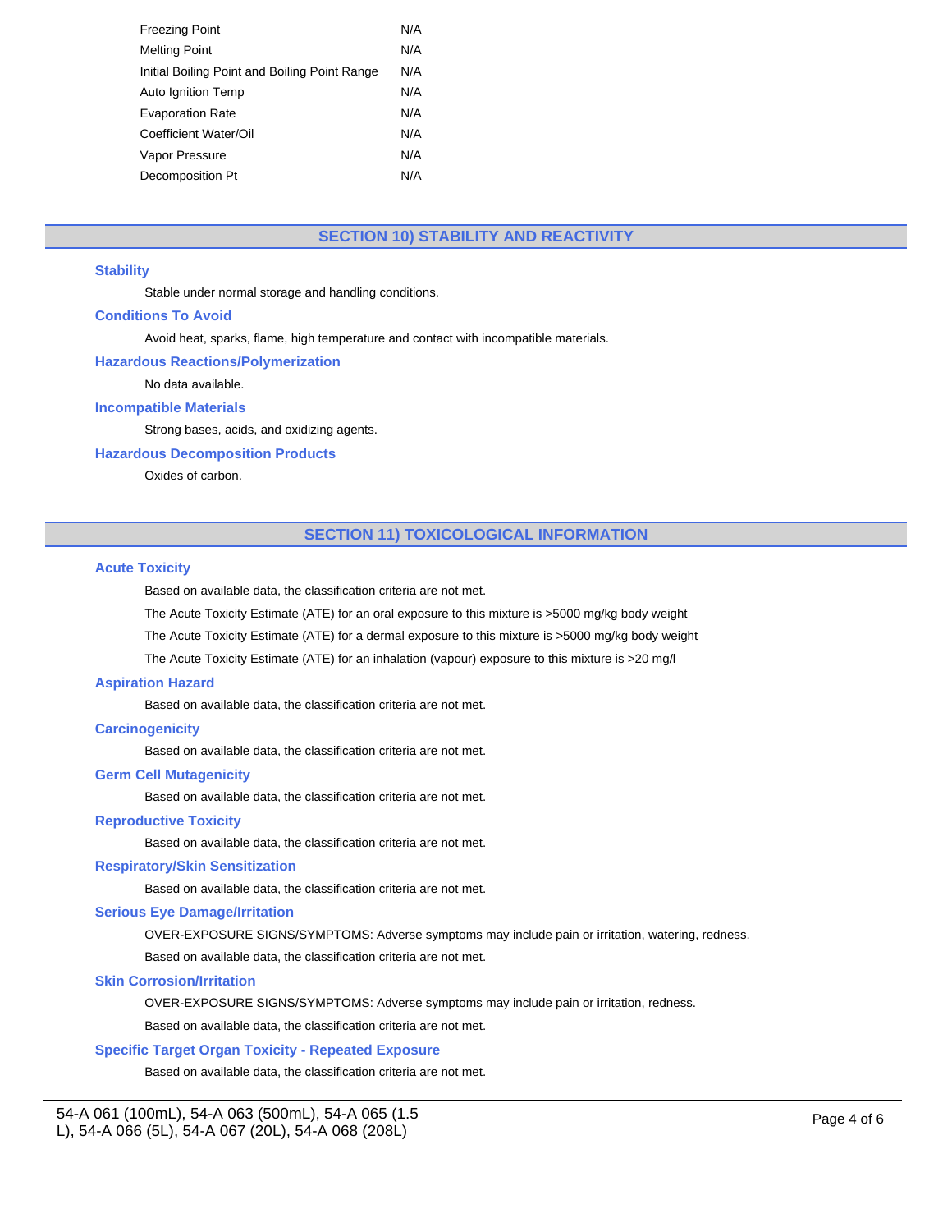| | |
|---|---|
| Freezing Point | N/A |
| Melting Point | N/A |
| Initial Boiling Point and Boiling Point Range | N/A |
| Auto Ignition Temp | N/A |
| Evaporation Rate | N/A |
| Coefficient Water/Oil | N/A |
| Vapor Pressure | N/A |
| Decomposition Pt | N/A |

## SECTION 10) STABILITY AND REACTIVITY

### Stability

Stable under normal storage and handling conditions.

### Conditions To Avoid

Avoid heat, sparks, flame, high temperature and contact with incompatible materials.

### Hazardous Reactions/Polymerization

No data available.

### Incompatible Materials

Strong bases, acids, and oxidizing agents.

### Hazardous Decomposition Products

Oxides of carbon.

## SECTION 11) TOXICOLOGICAL INFORMATION

### Acute Toxicity

Based on available data, the classification criteria are not met.

The Acute Toxicity Estimate (ATE) for an oral exposure to this mixture is >5000 mg/kg body weight

The Acute Toxicity Estimate (ATE) for a dermal exposure to this mixture is >5000 mg/kg body weight

The Acute Toxicity Estimate (ATE) for an inhalation (vapour) exposure to this mixture is >20 mg/l

### Aspiration Hazard

Based on available data, the classification criteria are not met.

### Carcinogenicity

Based on available data, the classification criteria are not met.

### Germ Cell Mutagenicity

Based on available data, the classification criteria are not met.

### Reproductive Toxicity

Based on available data, the classification criteria are not met.

### Respiratory/Skin Sensitization

Based on available data, the classification criteria are not met.

### Serious Eye Damage/Irritation

OVER-EXPOSURE SIGNS/SYMPTOMS: Adverse symptoms may include pain or irritation, watering, redness.

Based on available data, the classification criteria are not met.

### Skin Corrosion/Irritation

OVER-EXPOSURE SIGNS/SYMPTOMS: Adverse symptoms may include pain or irritation, redness.

Based on available data, the classification criteria are not met.

### Specific Target Organ Toxicity - Repeated Exposure

Based on available data, the classification criteria are not met.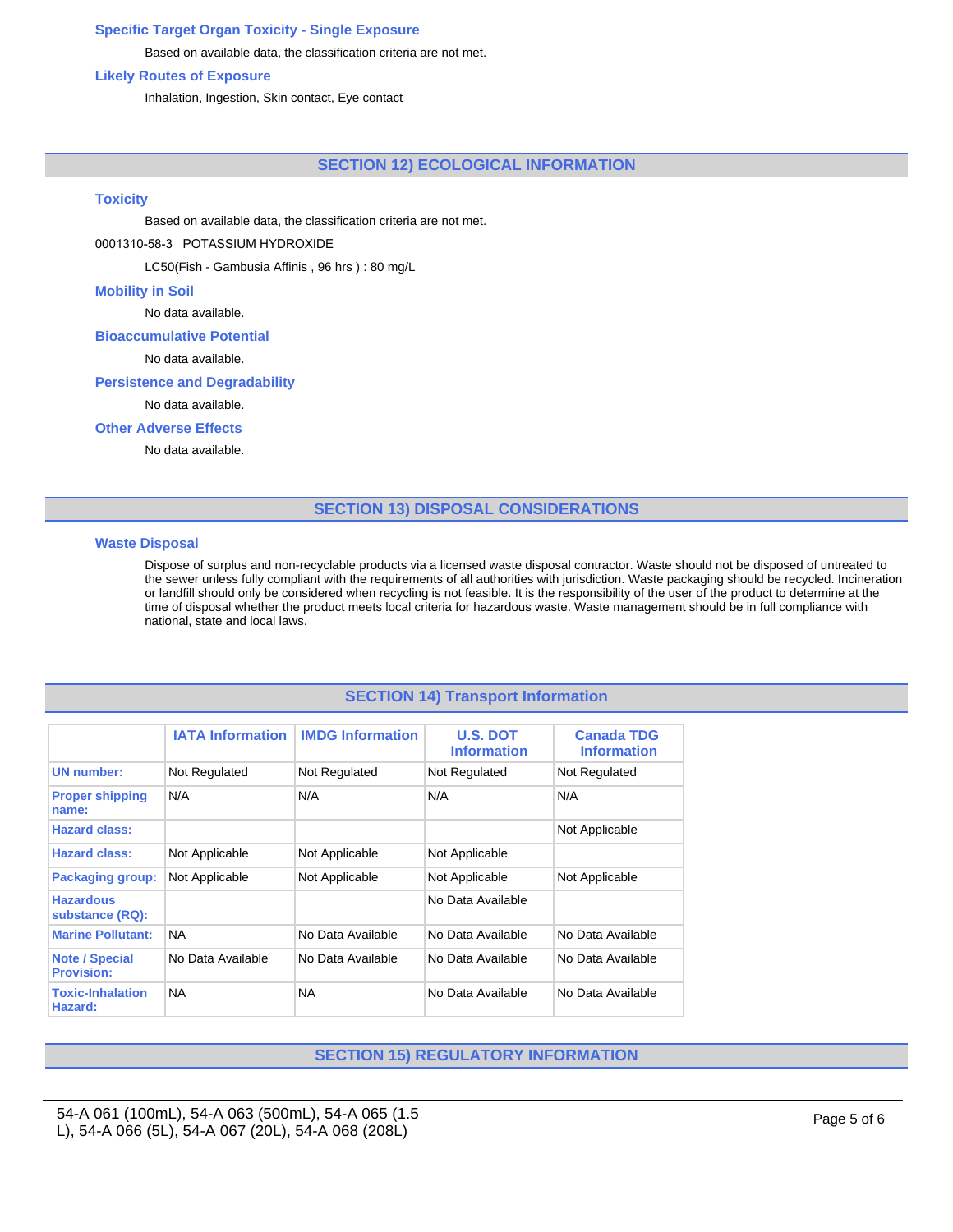### Specific Target Organ Toxicity - Single Exposure

Based on available data, the classification criteria are not met.

### Likely Routes of Exposure

Inhalation, Ingestion, Skin contact, Eye contact

## SECTION 12) ECOLOGICAL INFORMATION

### Toxicity

Based on available data, the classification criteria are not met.

0001310-58-3 POTASSIUM HYDROXIDE

LC50(Fish - Gambusia Affinis , 96 hrs ) : 80 mg/L

### Mobility in Soil

No data available.

### Bioaccumulative Potential

No data available.

### Persistence and Degradability

No data available.

### Other Adverse Effects

No data available.

## SECTION 13) DISPOSAL CONSIDERATIONS

### Waste Disposal

Dispose of surplus and non-recyclable products via a licensed waste disposal contractor. Waste should not be disposed of untreated to the sewer unless fully compliant with the requirements of all authorities with jurisdiction. Waste packaging should be recycled. Incineration or landfill should only be considered when recycling is not feasible. It is the responsibility of the user of the product to determine at the time of disposal whether the product meets local criteria for hazardous waste. Waste management should be in full compliance with national, state and local laws.

## SECTION 14) Transport Information

| | IATA Information | IMDG Information | U.S. DOT Information | Canada TDG Information |
|---|---|---|---|---|
| UN number: | Not Regulated | Not Regulated | Not Regulated | Not Regulated |
| Proper shipping name: | N/A | N/A | N/A | N/A |
| Hazard class: | | | | Not Applicable |
| Hazard class: | Not Applicable | Not Applicable | Not Applicable | |
| Packaging group: | Not Applicable | Not Applicable | Not Applicable | Not Applicable |
| Hazardous substance (RQ): | | | No Data Available | |
| Marine Pollutant: | NA | No Data Available | No Data Available | No Data Available |
| Note / Special Provision: | No Data Available | No Data Available | No Data Available | No Data Available |
| Toxic-Inhalation Hazard: | NA | NA | No Data Available | No Data Available |

## SECTION 15) REGULATORY INFORMATION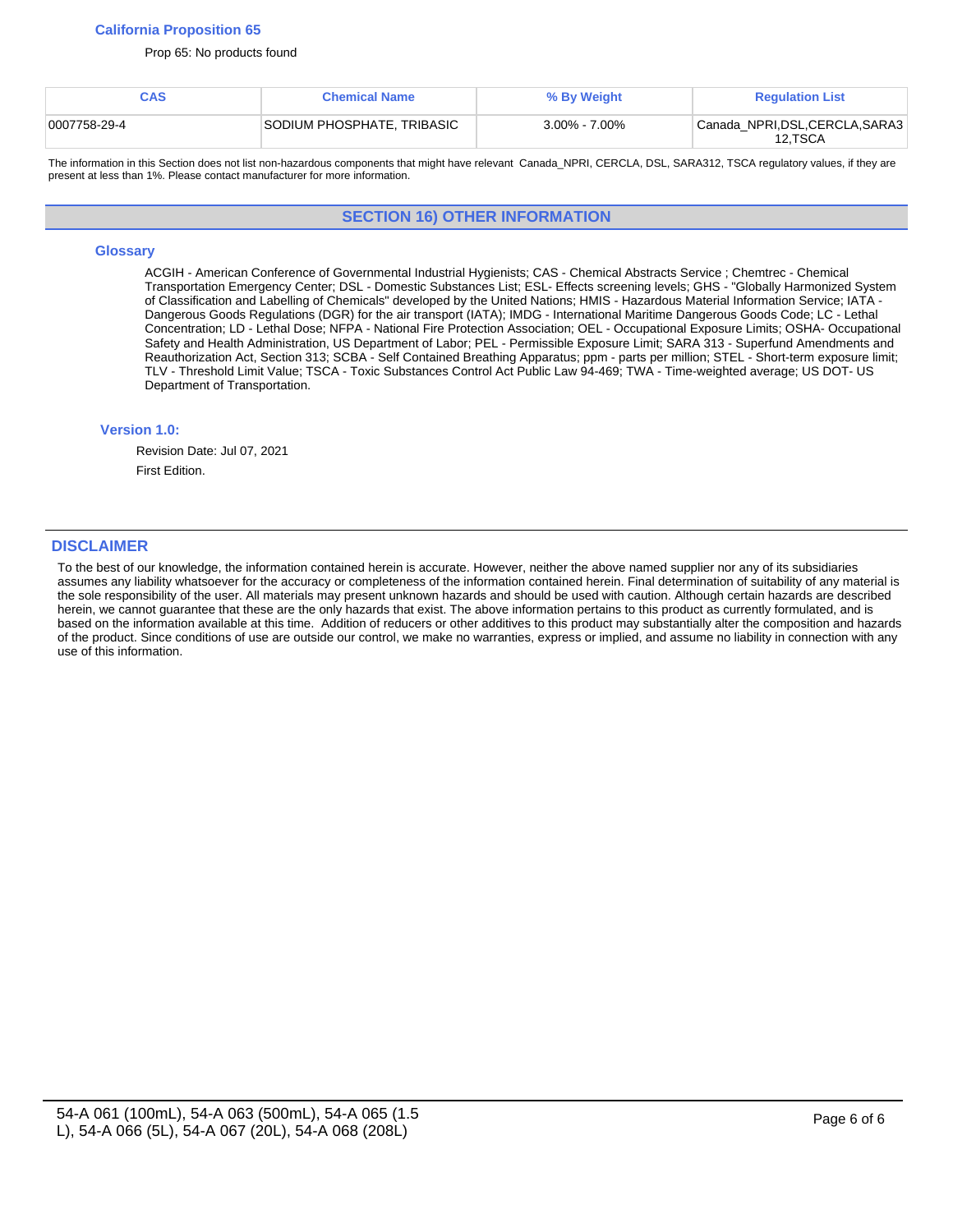### California Proposition 65

Prop 65: No products found

| CAS | Chemical Name | % By Weight | Regulation List |
|---|---|---|---|
| 0007758-29-4 | SODIUM PHOSPHATE, TRIBASIC | 3.00% - 7.00% | Canada_NPRI,DSL,CERCLA,SARA312,TSCA |

The information in this Section does not list non-hazardous components that might have relevant Canada_NPRI, CERCLA, DSL, SARA312, TSCA regulatory values, if they are present at less than 1%. Please contact manufacturer for more information.

## SECTION 16) OTHER INFORMATION

### Glossary

ACGIH - American Conference of Governmental Industrial Hygienists; CAS - Chemical Abstracts Service ; Chemtrec - Chemical Transportation Emergency Center; DSL - Domestic Substances List; ESL- Effects screening levels; GHS - "Globally Harmonized System of Classification and Labelling of Chemicals" developed by the United Nations; HMIS - Hazardous Material Information Service; IATA - Dangerous Goods Regulations (DGR) for the air transport (IATA); IMDG - International Maritime Dangerous Goods Code; LC - Lethal Concentration; LD - Lethal Dose; NFPA - National Fire Protection Association; OEL - Occupational Exposure Limits; OSHA- Occupational Safety and Health Administration, US Department of Labor; PEL - Permissible Exposure Limit; SARA 313 - Superfund Amendments and Reauthorization Act, Section 313; SCBA - Self Contained Breathing Apparatus; ppm - parts per million; STEL - Short-term exposure limit; TLV - Threshold Limit Value; TSCA - Toxic Substances Control Act Public Law 94-469; TWA - Time-weighted average; US DOT- US Department of Transportation.

### Version 1.0:

Revision Date: Jul 07, 2021

First Edition.

## DISCLAIMER

To the best of our knowledge, the information contained herein is accurate. However, neither the above named supplier nor any of its subsidiaries assumes any liability whatsoever for the accuracy or completeness of the information contained herein. Final determination of suitability of any material is the sole responsibility of the user. All materials may present unknown hazards and should be used with caution. Although certain hazards are described herein, we cannot guarantee that these are the only hazards that exist. The above information pertains to this product as currently formulated, and is based on the information available at this time. Addition of reducers or other additives to this product may substantially alter the composition and hazards of the product. Since conditions of use are outside our control, we make no warranties, express or implied, and assume no liability in connection with any use of this information.